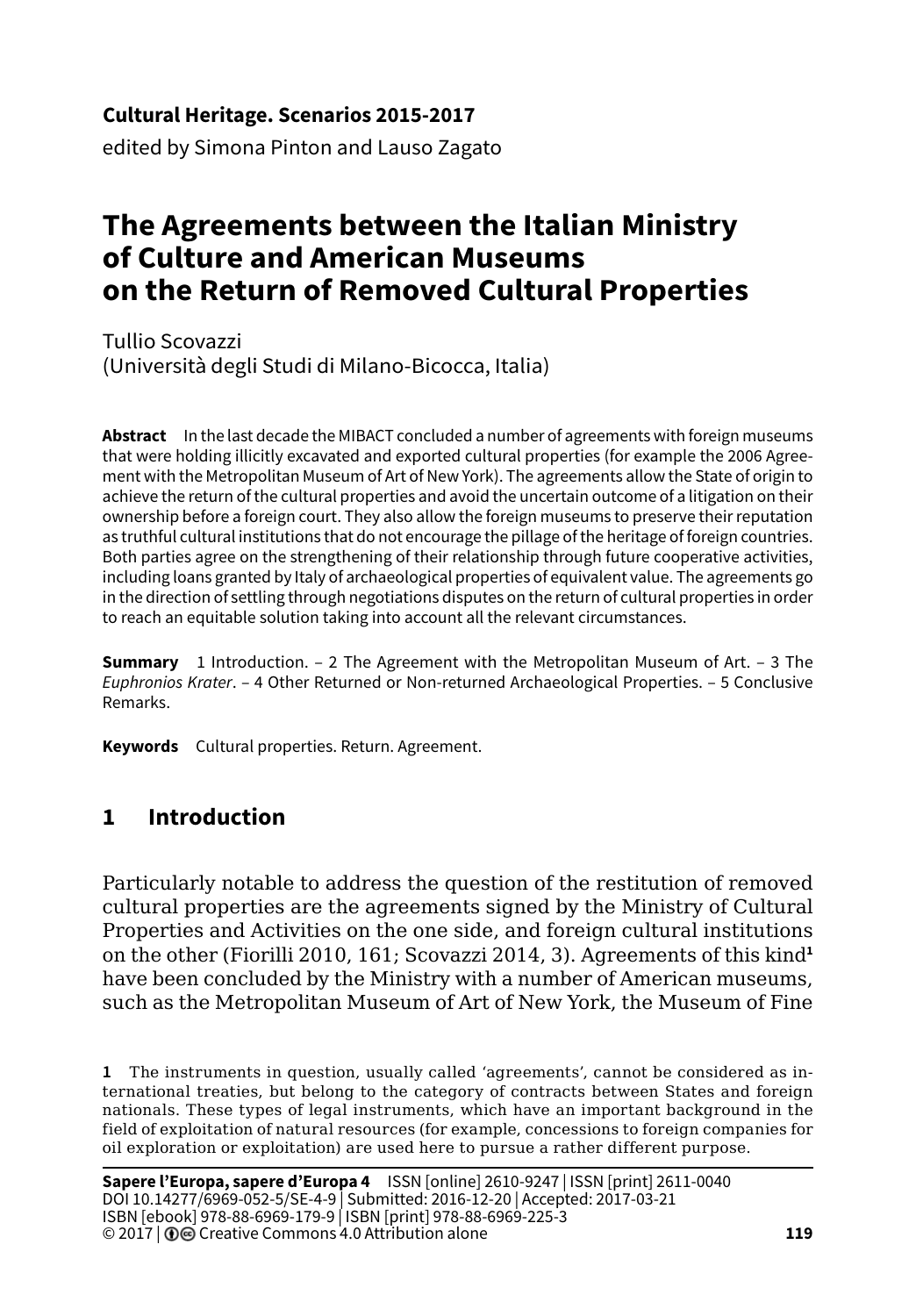**Cultural Heritage. Scenarios 2015-2017**
edited by Simona Pinton and Lauso Zagato

# The Agreements between the Italian Ministry of Culture and American Museums on the Return of Removed Cultural Properties

Tullio Scovazzi
(Università degli Studi di Milano-Bicocca, Italia)

**Abstract** In the last decade the MIBACT concluded a number of agreements with foreign museums that were holding illicitly excavated and exported cultural properties (for example the 2006 Agreement with the Metropolitan Museum of Art of New York). The agreements allow the State of origin to achieve the return of the cultural properties and avoid the uncertain outcome of a litigation on their ownership before a foreign court. They also allow the foreign museums to preserve their reputation as truthful cultural institutions that do not encourage the pillage of the heritage of foreign countries. Both parties agree on the strengthening of their relationship through future cooperative activities, including loans granted by Italy of archaeological properties of equivalent value. The agreements go in the direction of settling through negotiations disputes on the return of cultural properties in order to reach an equitable solution taking into account all the relevant circumstances.

**Summary** 1 Introduction. – 2 The Agreement with the Metropolitan Museum of Art. – 3 The *Euphronios Krater*. – 4 Other Returned or Non-returned Archaeological Properties. – 5 Conclusive Remarks.

**Keywords** Cultural properties. Return. Agreement.

## 1 Introduction

Particularly notable to address the question of the restitution of removed cultural properties are the agreements signed by the Ministry of Cultural Properties and Activities on the one side, and foreign cultural institutions on the other (Fiorilli 2010, 161; Scovazzi 2014, 3). Agreements of this kind[1] have been concluded by the Ministry with a number of American museums, such as the Metropolitan Museum of Art of New York, the Museum of Fine

[1] The instruments in question, usually called 'agreements', cannot be considered as international treaties, but belong to the category of contracts between States and foreign nationals. These types of legal instruments, which have an important background in the field of exploitation of natural resources (for example, concessions to foreign companies for oil exploration or exploitation) are used here to pursue a rather different purpose.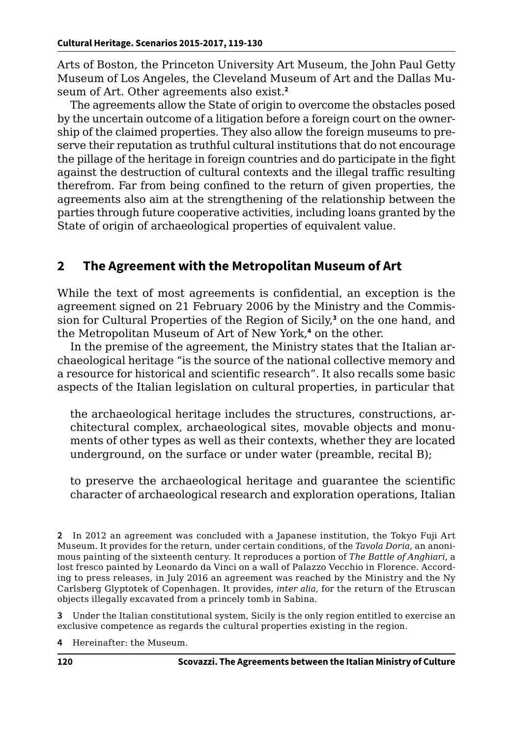Arts of Boston, the Princeton University Art Museum, the John Paul Getty Museum of Los Angeles, the Cleveland Museum of Art and the Dallas Museum of Art. Other agreements also exist.[2]

The agreements allow the State of origin to overcome the obstacles posed by the uncertain outcome of a litigation before a foreign court on the ownership of the claimed properties. They also allow the foreign museums to preserve their reputation as truthful cultural institutions that do not encourage the pillage of the heritage in foreign countries and do participate in the fight against the destruction of cultural contexts and the illegal traffic resulting therefrom. Far from being confined to the return of given properties, the agreements also aim at the strengthening of the relationship between the parties through future cooperative activities, including loans granted by the State of origin of archaeological properties of equivalent value.

## 2 The Agreement with the Metropolitan Museum of Art

While the text of most agreements is confidential, an exception is the agreement signed on 21 February 2006 by the Ministry and the Commission for Cultural Properties of the Region of Sicily,[3] on the one hand, and the Metropolitan Museum of Art of New York,[4] on the other.

In the premise of the agreement, the Ministry states that the Italian archaeological heritage "is the source of the national collective memory and a resource for historical and scientific research". It also recalls some basic aspects of the Italian legislation on cultural properties, in particular that

> the archaeological heritage includes the structures, constructions, architectural complex, archaeological sites, movable objects and monuments of other types as well as their contexts, whether they are located underground, on the surface or under water (preamble, recital B);
>
> to preserve the archaeological heritage and guarantee the scientific character of archaeological research and exploration operations, Italian

---

[2] In 2012 an agreement was concluded with a Japanese institution, the Tokyo Fuji Art Museum. It provides for the return, under certain conditions, of the *Tavola Doria*, an anonimous painting of the sixteenth century. It reproduces a portion of *The Battle of Anghiari*, a lost fresco painted by Leonardo da Vinci on a wall of Palazzo Vecchio in Florence. According to press releases, in July 2016 an agreement was reached by the Ministry and the Ny Carlsberg Glyptotek of Copenhagen. It provides, *inter alia*, for the return of the Etruscan objects illegally excavated from a princely tomb in Sabina.

[3] Under the Italian constitutional system, Sicily is the only region entitled to exercise an exclusive competence as regards the cultural properties existing in the region.

[4] Hereinafter: the Museum.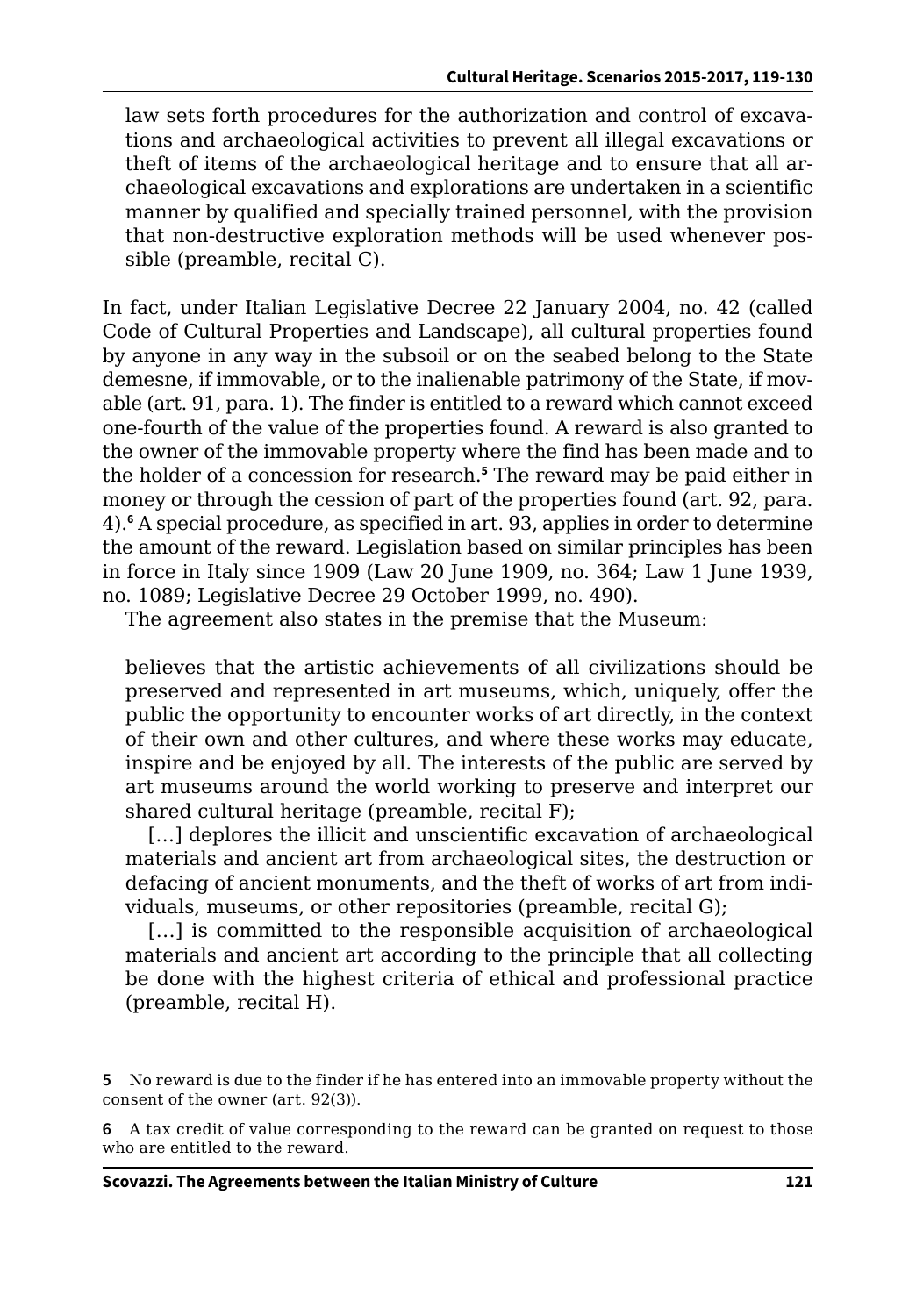law sets forth procedures for the authorization and control of excavations and archaeological activities to prevent all illegal excavations or theft of items of the archaeological heritage and to ensure that all archaeological excavations and explorations are undertaken in a scientific manner by qualified and specially trained personnel, with the provision that non-destructive exploration methods will be used whenever possible (preamble, recital C).

In fact, under Italian Legislative Decree 22 January 2004, no. 42 (called Code of Cultural Properties and Landscape), all cultural properties found by anyone in any way in the subsoil or on the seabed belong to the State demesne, if immovable, or to the inalienable patrimony of the State, if movable (art. 91, para. 1). The finder is entitled to a reward which cannot exceed one-fourth of the value of the properties found. A reward is also granted to the owner of the immovable property where the find has been made and to the holder of a concession for research.[5] The reward may be paid either in money or through the cession of part of the properties found (art. 92, para. 4).[6] A special procedure, as specified in art. 93, applies in order to determine the amount of the reward. Legislation based on similar principles has been in force in Italy since 1909 (Law 20 June 1909, no. 364; Law 1 June 1939, no. 1089; Legislative Decree 29 October 1999, no. 490).

The agreement also states in the premise that the Museum:

> believes that the artistic achievements of all civilizations should be preserved and represented in art museums, which, uniquely, offer the public the opportunity to encounter works of art directly, in the context of their own and other cultures, and where these works may educate, inspire and be enjoyed by all. The interests of the public are served by art museums around the world working to preserve and interpret our shared cultural heritage (preamble, recital F);
>
> […] deplores the illicit and unscientific excavation of archaeological materials and ancient art from archaeological sites, the destruction or defacing of ancient monuments, and the theft of works of art from individuals, museums, or other repositories (preamble, recital G);
>
> […] is committed to the responsible acquisition of archaeological materials and ancient art according to the principle that all collecting be done with the highest criteria of ethical and professional practice (preamble, recital H).

5 No reward is due to the finder if he has entered into an immovable property without the consent of the owner (art. 92(3)).

6 A tax credit of value corresponding to the reward can be granted on request to those who are entitled to the reward.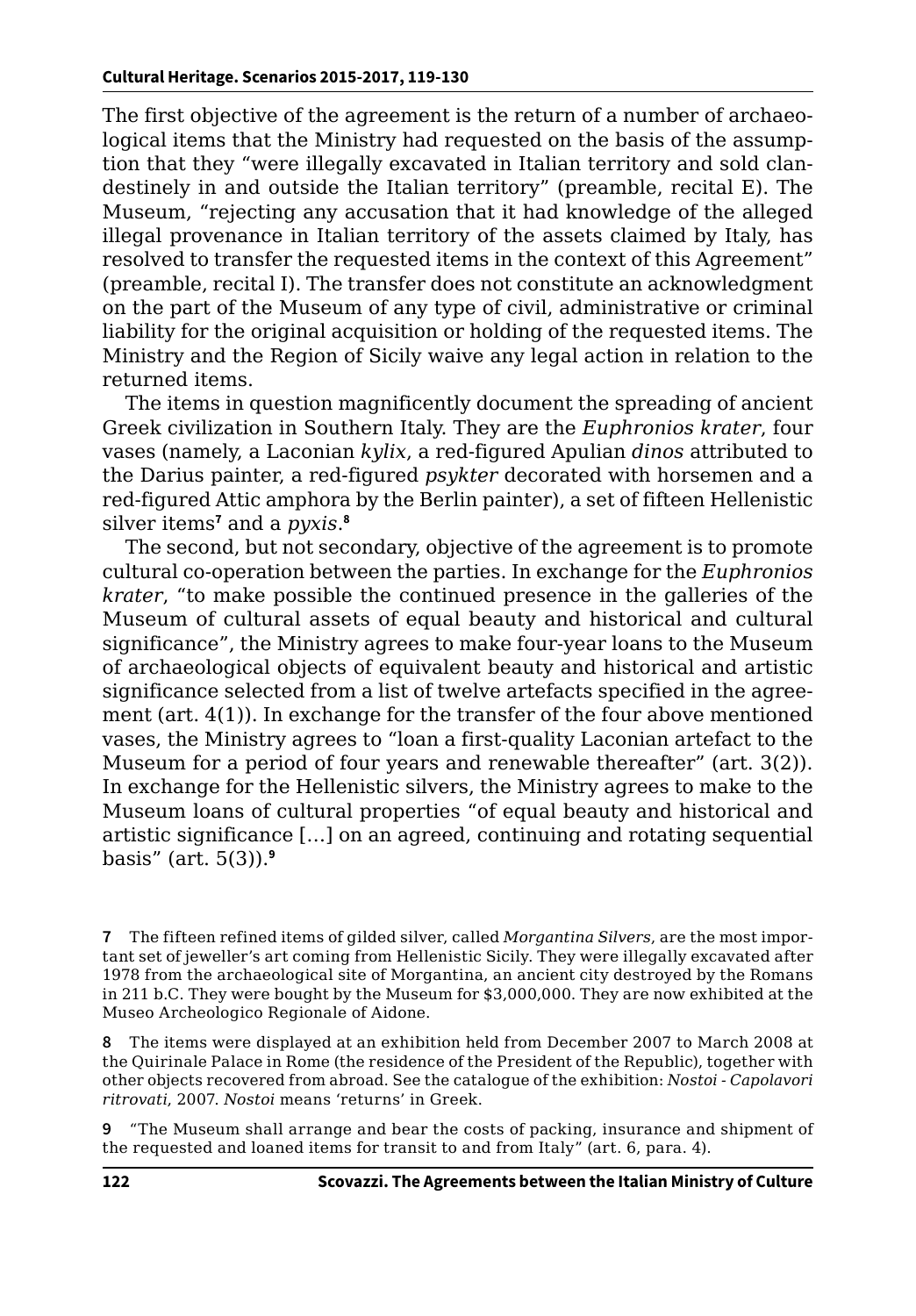The first objective of the agreement is the return of a number of archaeological items that the Ministry had requested on the basis of the assumption that they "were illegally excavated in Italian territory and sold clandestinely in and outside the Italian territory" (preamble, recital E). The Museum, "rejecting any accusation that it had knowledge of the alleged illegal provenance in Italian territory of the assets claimed by Italy, has resolved to transfer the requested items in the context of this Agreement" (preamble, recital I). The transfer does not constitute an acknowledgment on the part of the Museum of any type of civil, administrative or criminal liability for the original acquisition or holding of the requested items. The Ministry and the Region of Sicily waive any legal action in relation to the returned items.

The items in question magnificently document the spreading of ancient Greek civilization in Southern Italy. They are the *Euphronios krater*, four vases (namely, a Laconian *kylix*, a red-figured Apulian *dinos* attributed to the Darius painter, a red-figured *psykter* decorated with horsemen and a red-figured Attic amphora by the Berlin painter), a set of fifteen Hellenistic silver items[7] and a *pyxis*.[8]

The second, but not secondary, objective of the agreement is to promote cultural co-operation between the parties. In exchange for the *Euphronios krater*, "to make possible the continued presence in the galleries of the Museum of cultural assets of equal beauty and historical and cultural significance", the Ministry agrees to make four-year loans to the Museum of archaeological objects of equivalent beauty and historical and artistic significance selected from a list of twelve artefacts specified in the agreement (art. 4(1)). In exchange for the transfer of the four above mentioned vases, the Ministry agrees to "loan a first-quality Laconian artefact to the Museum for a period of four years and renewable thereafter" (art. 3(2)). In exchange for the Hellenistic silvers, the Ministry agrees to make to the Museum loans of cultural properties "of equal beauty and historical and artistic significance […] on an agreed, continuing and rotating sequential basis" (art. 5(3)).[9]

**7** The fifteen refined items of gilded silver, called *Morgantina Silvers*, are the most important set of jeweller's art coming from Hellenistic Sicily. They were illegally excavated after 1978 from the archaeological site of Morgantina, an ancient city destroyed by the Romans in 211 b.C. They were bought by the Museum for $3,000,000. They are now exhibited at the Museo Archeologico Regionale of Aidone.

**8** The items were displayed at an exhibition held from December 2007 to March 2008 at the Quirinale Palace in Rome (the residence of the President of the Republic), together with other objects recovered from abroad. See the catalogue of the exhibition: *Nostoi - Capolavori ritrovati*, 2007. *Nostoi* means 'returns' in Greek.

**9** "The Museum shall arrange and bear the costs of packing, insurance and shipment of the requested and loaned items for transit to and from Italy" (art. 6, para. 4).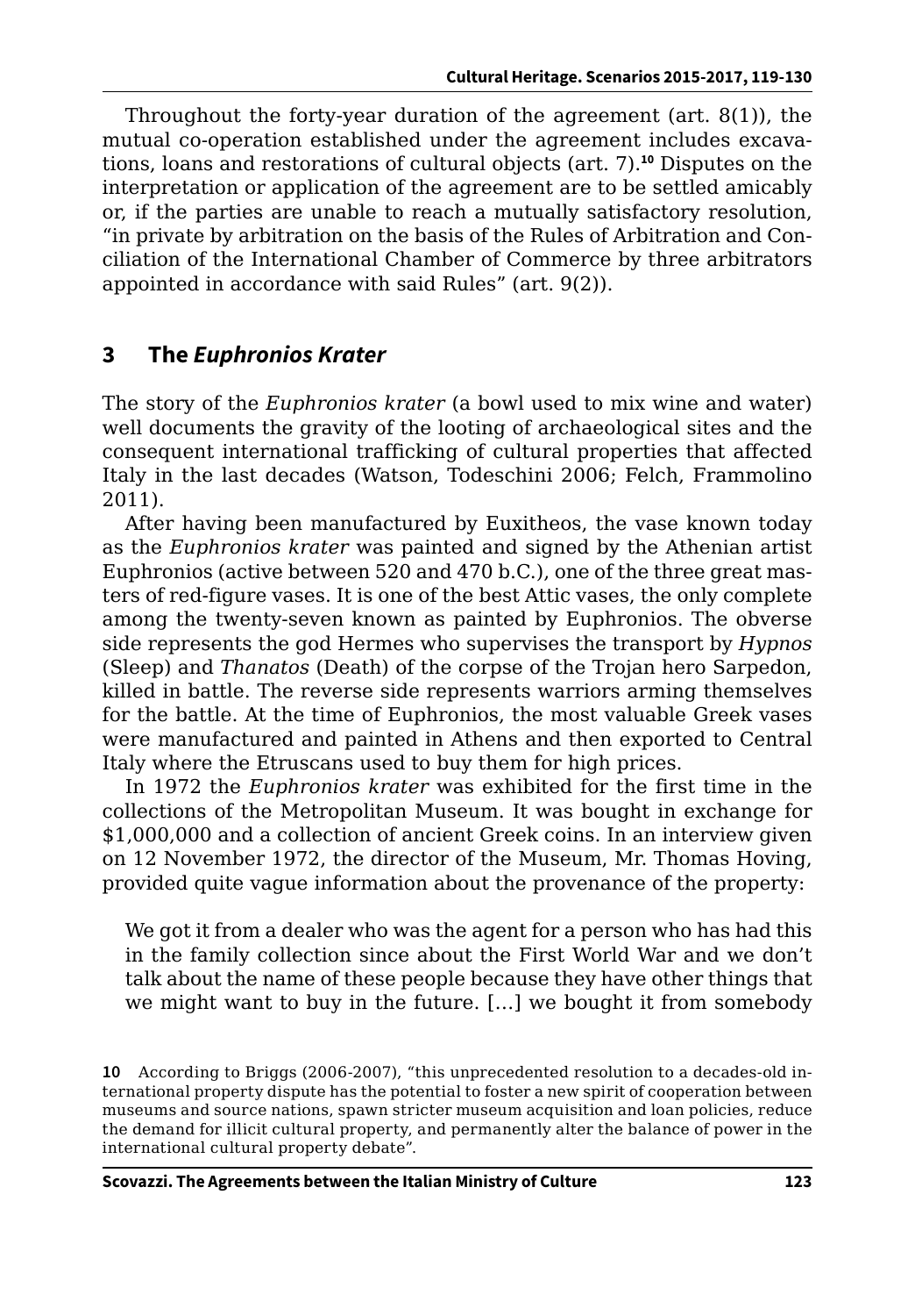Throughout the forty-year duration of the agreement (art. 8(1)), the mutual co-operation established under the agreement includes excavations, loans and restorations of cultural objects (art. 7).[10] Disputes on the interpretation or application of the agreement are to be settled amicably or, if the parties are unable to reach a mutually satisfactory resolution, "in private by arbitration on the basis of the Rules of Arbitration and Conciliation of the International Chamber of Commerce by three arbitrators appointed in accordance with said Rules" (art. 9(2)).

## 3 The *Euphronios Krater*

The story of the *Euphronios krater* (a bowl used to mix wine and water) well documents the gravity of the looting of archaeological sites and the consequent international trafficking of cultural properties that affected Italy in the last decades (Watson, Todeschini 2006; Felch, Frammolino 2011).

After having been manufactured by Euxitheos, the vase known today as the *Euphronios krater* was painted and signed by the Athenian artist Euphronios (active between 520 and 470 b.C.), one of the three great masters of red-figure vases. It is one of the best Attic vases, the only complete among the twenty-seven known as painted by Euphronios. The obverse side represents the god Hermes who supervises the transport by *Hypnos* (Sleep) and *Thanatos* (Death) of the corpse of the Trojan hero Sarpedon, killed in battle. The reverse side represents warriors arming themselves for the battle. At the time of Euphronios, the most valuable Greek vases were manufactured and painted in Athens and then exported to Central Italy where the Etruscans used to buy them for high prices.

In 1972 the *Euphronios krater* was exhibited for the first time in the collections of the Metropolitan Museum. It was bought in exchange for $1,000,000 and a collection of ancient Greek coins. In an interview given on 12 November 1972, the director of the Museum, Mr. Thomas Hoving, provided quite vague information about the provenance of the property:

> We got it from a dealer who was the agent for a person who has had this in the family collection since about the First World War and we don't talk about the name of these people because they have other things that we might want to buy in the future. […] we bought it from somebody

10 According to Briggs (2006-2007), "this unprecedented resolution to a decades-old international property dispute has the potential to foster a new spirit of cooperation between museums and source nations, spawn stricter museum acquisition and loan policies, reduce the demand for illicit cultural property, and permanently alter the balance of power in the international cultural property debate".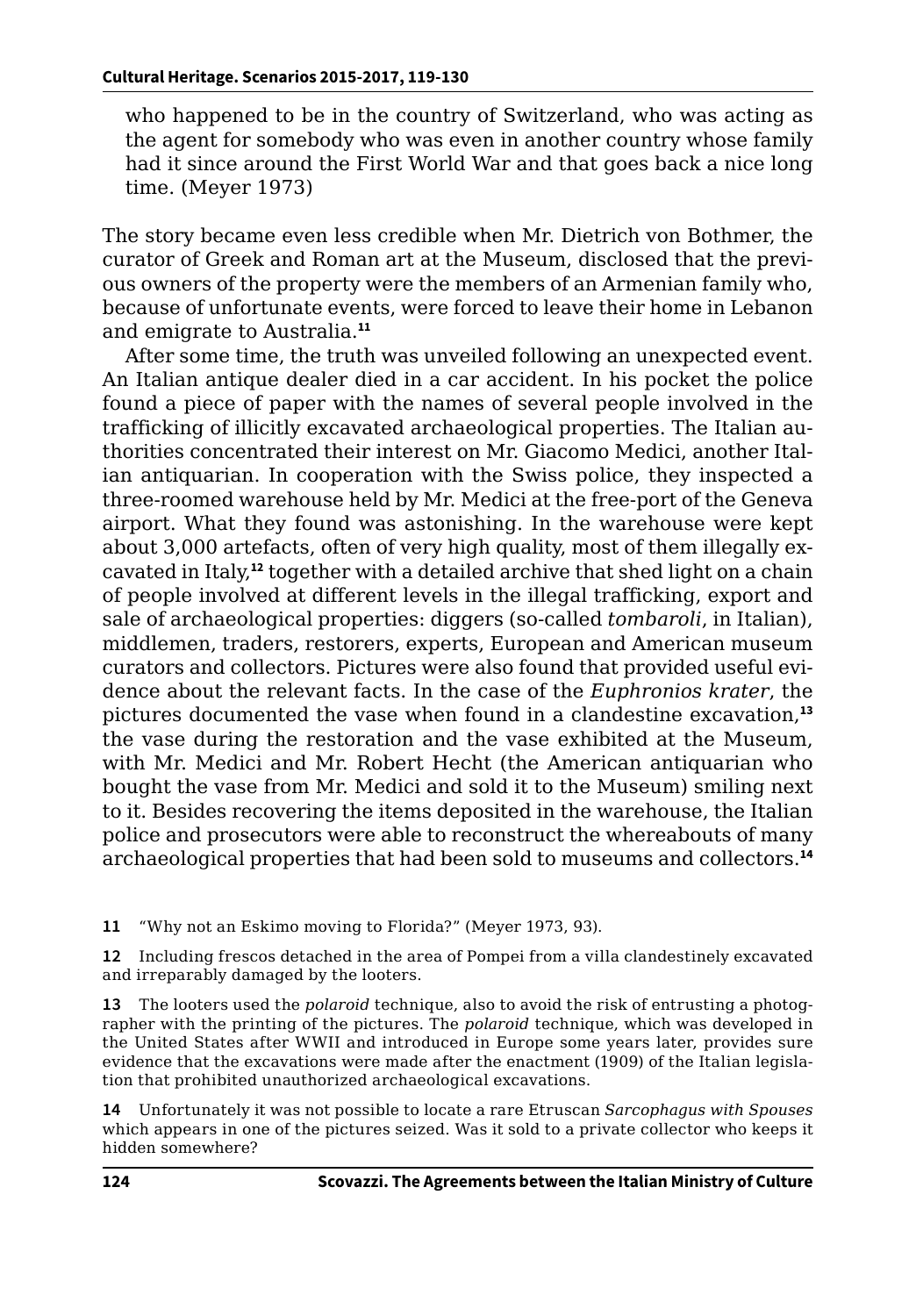who happened to be in the country of Switzerland, who was acting as the agent for somebody who was even in another country whose family had it since around the First World War and that goes back a nice long time. (Meyer 1973)

The story became even less credible when Mr. Dietrich von Bothmer, the curator of Greek and Roman art at the Museum, disclosed that the previous owners of the property were the members of an Armenian family who, because of unfortunate events, were forced to leave their home in Lebanon and emigrate to Australia.[11]

After some time, the truth was unveiled following an unexpected event. An Italian antique dealer died in a car accident. In his pocket the police found a piece of paper with the names of several people involved in the trafficking of illicitly excavated archaeological properties. The Italian authorities concentrated their interest on Mr. Giacomo Medici, another Italian antiquarian. In cooperation with the Swiss police, they inspected a three-roomed warehouse held by Mr. Medici at the free-port of the Geneva airport. What they found was astonishing. In the warehouse were kept about 3,000 artefacts, often of very high quality, most of them illegally excavated in Italy,[12] together with a detailed archive that shed light on a chain of people involved at different levels in the illegal trafficking, export and sale of archaeological properties: diggers (so-called *tombaroli*, in Italian), middlemen, traders, restorers, experts, European and American museum curators and collectors. Pictures were also found that provided useful evidence about the relevant facts. In the case of the *Euphronios krater*, the pictures documented the vase when found in a clandestine excavation,[13] the vase during the restoration and the vase exhibited at the Museum, with Mr. Medici and Mr. Robert Hecht (the American antiquarian who bought the vase from Mr. Medici and sold it to the Museum) smiling next to it. Besides recovering the items deposited in the warehouse, the Italian police and prosecutors were able to reconstruct the whereabouts of many archaeological properties that had been sold to museums and collectors.[14]

---

**11** "Why not an Eskimo moving to Florida?" (Meyer 1973, 93).

**12** Including frescos detached in the area of Pompei from a villa clandestinely excavated and irreparably damaged by the looters.

**13** The looters used the *polaroid* technique, also to avoid the risk of entrusting a photographer with the printing of the pictures. The *polaroid* technique, which was developed in the United States after WWII and introduced in Europe some years later, provides sure evidence that the excavations were made after the enactment (1909) of the Italian legislation that prohibited unauthorized archaeological excavations.

**14** Unfortunately it was not possible to locate a rare Etruscan *Sarcophagus with Spouses* which appears in one of the pictures seized. Was it sold to a private collector who keeps it hidden somewhere?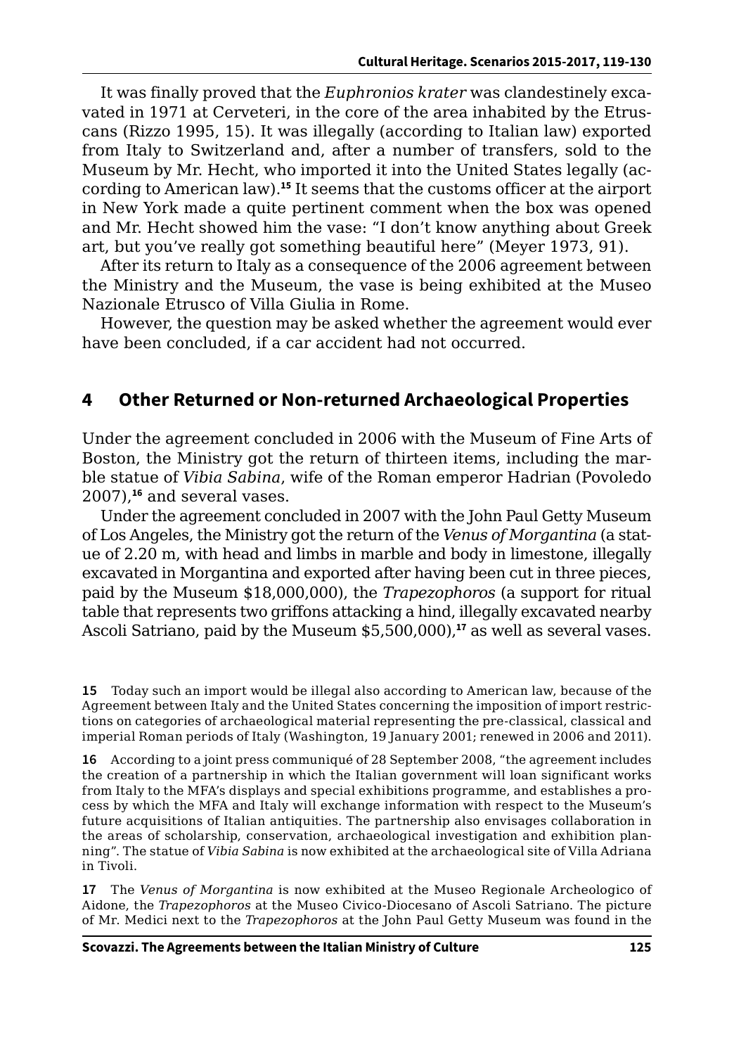It was finally proved that the *Euphronios krater* was clandestinely excavated in 1971 at Cerveteri, in the core of the area inhabited by the Etruscans (Rizzo 1995, 15). It was illegally (according to Italian law) exported from Italy to Switzerland and, after a number of transfers, sold to the Museum by Mr. Hecht, who imported it into the United States legally (according to American law).[15] It seems that the customs officer at the airport in New York made a quite pertinent comment when the box was opened and Mr. Hecht showed him the vase: "I don't know anything about Greek art, but you've really got something beautiful here" (Meyer 1973, 91).

After its return to Italy as a consequence of the 2006 agreement between the Ministry and the Museum, the vase is being exhibited at the Museo Nazionale Etrusco of Villa Giulia in Rome.

However, the question may be asked whether the agreement would ever have been concluded, if a car accident had not occurred.

## 4 Other Returned or Non-returned Archaeological Properties

Under the agreement concluded in 2006 with the Museum of Fine Arts of Boston, the Ministry got the return of thirteen items, including the marble statue of *Vibia Sabina*, wife of the Roman emperor Hadrian (Povoledo 2007),[16] and several vases.

Under the agreement concluded in 2007 with the John Paul Getty Museum of Los Angeles, the Ministry got the return of the *Venus of Morgantina* (a statue of 2.20 m, with head and limbs in marble and body in limestone, illegally excavated in Morgantina and exported after having been cut in three pieces, paid by the Museum \$18,000,000), the *Trapezophoros* (a support for ritual table that represents two griffons attacking a hind, illegally excavated nearby Ascoli Satriano, paid by the Museum \$5,500,000),[17] as well as several vases.

15 Today such an import would be illegal also according to American law, because of the Agreement between Italy and the United States concerning the imposition of import restrictions on categories of archaeological material representing the pre-classical, classical and imperial Roman periods of Italy (Washington, 19 January 2001; renewed in 2006 and 2011).

16 According to a joint press communiqué of 28 September 2008, "the agreement includes the creation of a partnership in which the Italian government will loan significant works from Italy to the MFA's displays and special exhibitions programme, and establishes a process by which the MFA and Italy will exchange information with respect to the Museum's future acquisitions of Italian antiquities. The partnership also envisages collaboration in the areas of scholarship, conservation, archaeological investigation and exhibition planning". The statue of *Vibia Sabina* is now exhibited at the archaeological site of Villa Adriana in Tivoli.

17 The *Venus of Morgantina* is now exhibited at the Museo Regionale Archeologico of Aidone, the *Trapezophoros* at the Museo Civico-Diocesano of Ascoli Satriano. The picture of Mr. Medici next to the *Trapezophoros* at the John Paul Getty Museum was found in the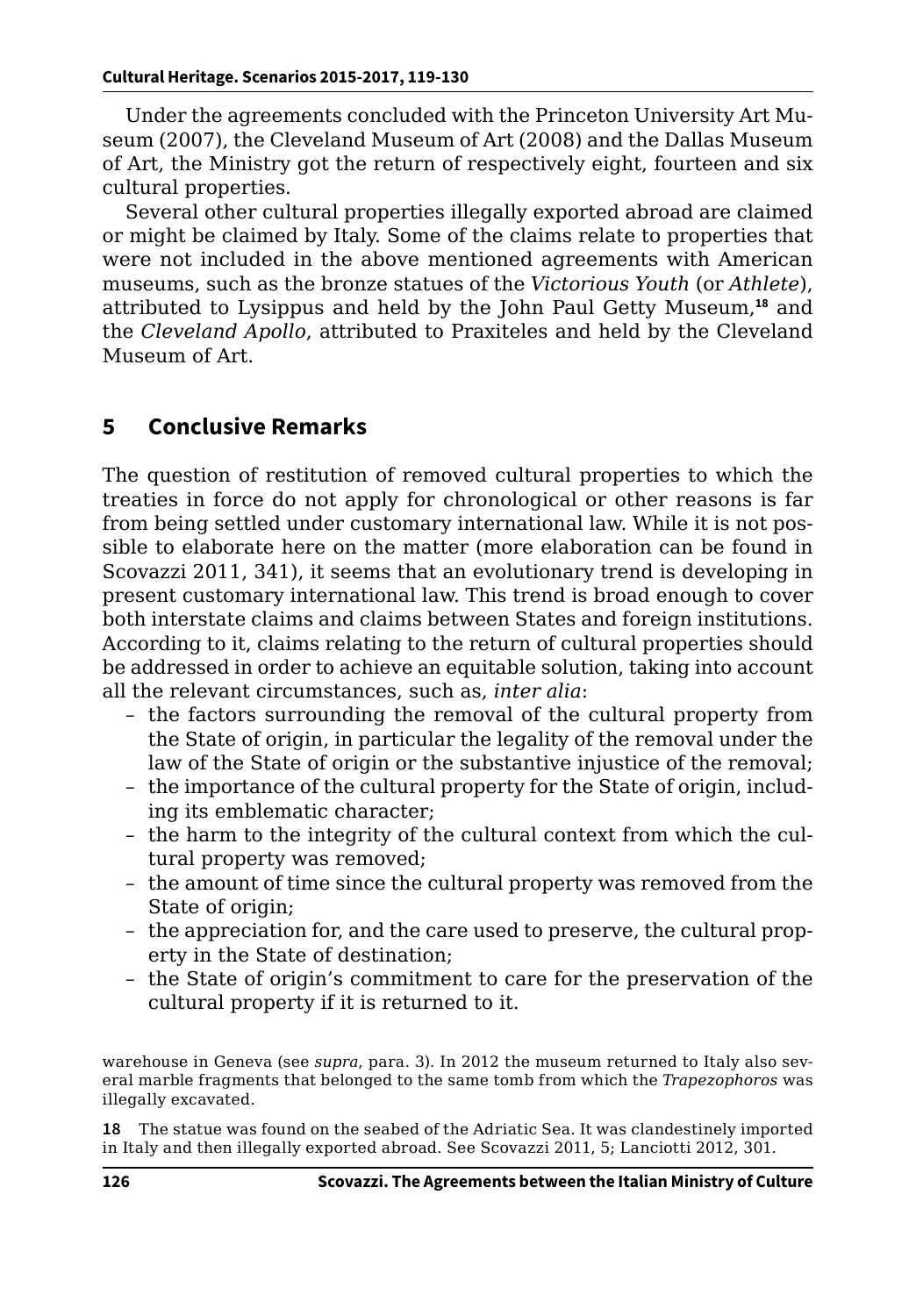Under the agreements concluded with the Princeton University Art Museum (2007), the Cleveland Museum of Art (2008) and the Dallas Museum of Art, the Ministry got the return of respectively eight, fourteen and six cultural properties.

Several other cultural properties illegally exported abroad are claimed or might be claimed by Italy. Some of the claims relate to properties that were not included in the above mentioned agreements with American museums, such as the bronze statues of the *Victorious Youth* (or *Athlete*), attributed to Lysippus and held by the John Paul Getty Museum,[18] and the *Cleveland Apollo*, attributed to Praxiteles and held by the Cleveland Museum of Art.

## 5 Conclusive Remarks

The question of restitution of removed cultural properties to which the treaties in force do not apply for chronological or other reasons is far from being settled under customary international law. While it is not possible to elaborate here on the matter (more elaboration can be found in Scovazzi 2011, 341), it seems that an evolutionary trend is developing in present customary international law. This trend is broad enough to cover both interstate claims and claims between States and foreign institutions. According to it, claims relating to the return of cultural properties should be addressed in order to achieve an equitable solution, taking into account all the relevant circumstances, such as, *inter alia*:

- the factors surrounding the removal of the cultural property from the State of origin, in particular the legality of the removal under the law of the State of origin or the substantive injustice of the removal;
- the importance of the cultural property for the State of origin, including its emblematic character;
- the harm to the integrity of the cultural context from which the cultural property was removed;
- the amount of time since the cultural property was removed from the State of origin;
- the appreciation for, and the care used to preserve, the cultural property in the State of destination;
- the State of origin's commitment to care for the preservation of the cultural property if it is returned to it.

warehouse in Geneva (see *supra*, para. 3). In 2012 the museum returned to Italy also several marble fragments that belonged to the same tomb from which the *Trapezophoros* was illegally excavated.

18 The statue was found on the seabed of the Adriatic Sea. It was clandestinely imported in Italy and then illegally exported abroad. See Scovazzi 2011, 5; Lanciotti 2012, 301.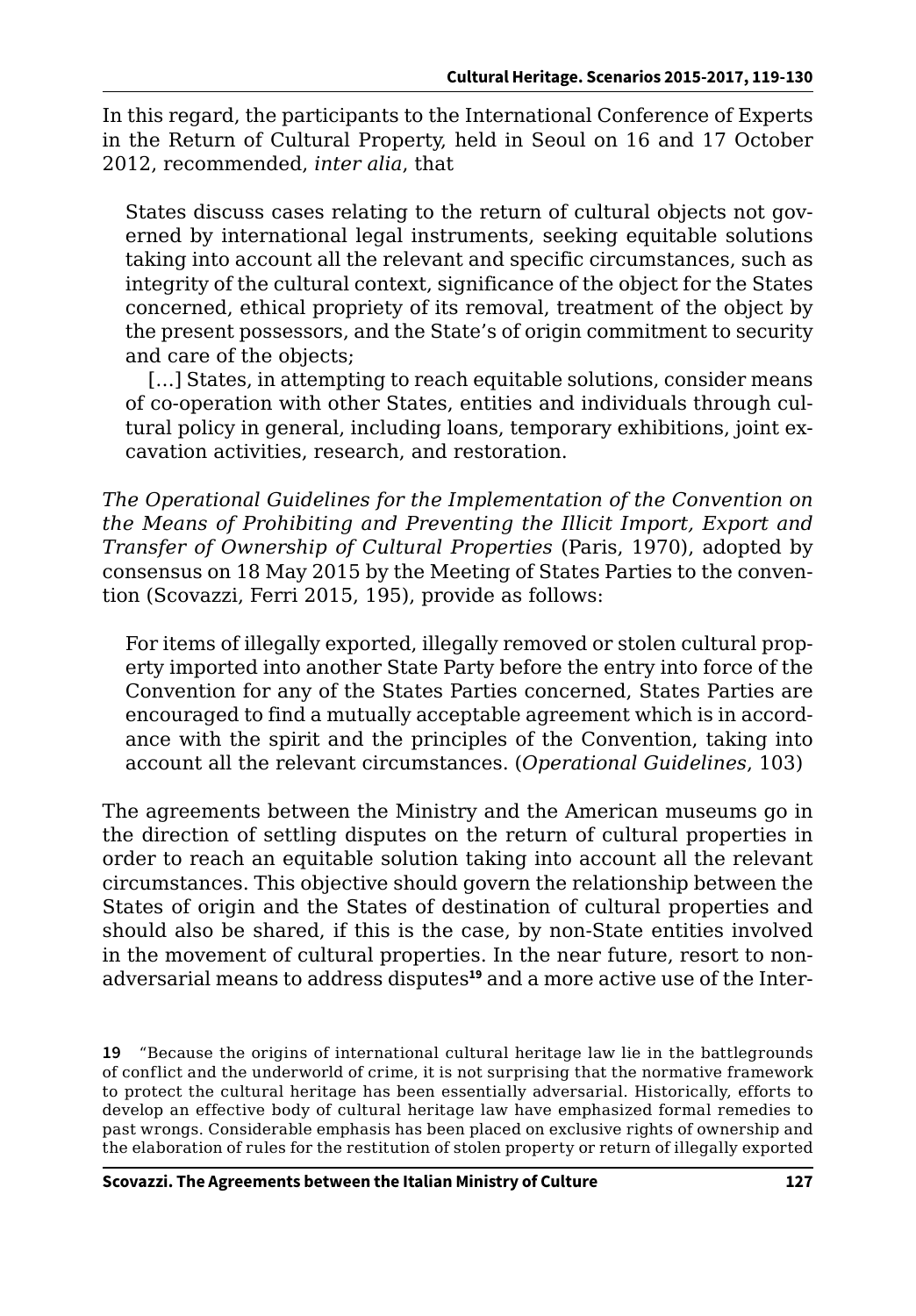In this regard, the participants to the International Conference of Experts in the Return of Cultural Property, held in Seoul on 16 and 17 October 2012, recommended, *inter alia*, that

> States discuss cases relating to the return of cultural objects not governed by international legal instruments, seeking equitable solutions taking into account all the relevant and specific circumstances, such as integrity of the cultural context, significance of the object for the States concerned, ethical propriety of its removal, treatment of the object by the present possessors, and the State's of origin commitment to security and care of the objects;
>
> […] States, in attempting to reach equitable solutions, consider means of co-operation with other States, entities and individuals through cultural policy in general, including loans, temporary exhibitions, joint excavation activities, research, and restoration.

*The Operational Guidelines for the Implementation of the Convention on the Means of Prohibiting and Preventing the Illicit Import, Export and Transfer of Ownership of Cultural Properties* (Paris, 1970), adopted by consensus on 18 May 2015 by the Meeting of States Parties to the convention (Scovazzi, Ferri 2015, 195), provide as follows:

> For items of illegally exported, illegally removed or stolen cultural property imported into another State Party before the entry into force of the Convention for any of the States Parties concerned, States Parties are encouraged to find a mutually acceptable agreement which is in accordance with the spirit and the principles of the Convention, taking into account all the relevant circumstances. (*Operational Guidelines*, 103)

The agreements between the Ministry and the American museums go in the direction of settling disputes on the return of cultural properties in order to reach an equitable solution taking into account all the relevant circumstances. This objective should govern the relationship between the States of origin and the States of destination of cultural properties and should also be shared, if this is the case, by non-State entities involved in the movement of cultural properties. In the near future, resort to non-adversarial means to address disputes[19] and a more active use of the Inter-

**19** "Because the origins of international cultural heritage law lie in the battlegrounds of conflict and the underworld of crime, it is not surprising that the normative framework to protect the cultural heritage has been essentially adversarial. Historically, efforts to develop an effective body of cultural heritage law have emphasized formal remedies to past wrongs. Considerable emphasis has been placed on exclusive rights of ownership and the elaboration of rules for the restitution of stolen property or return of illegally exported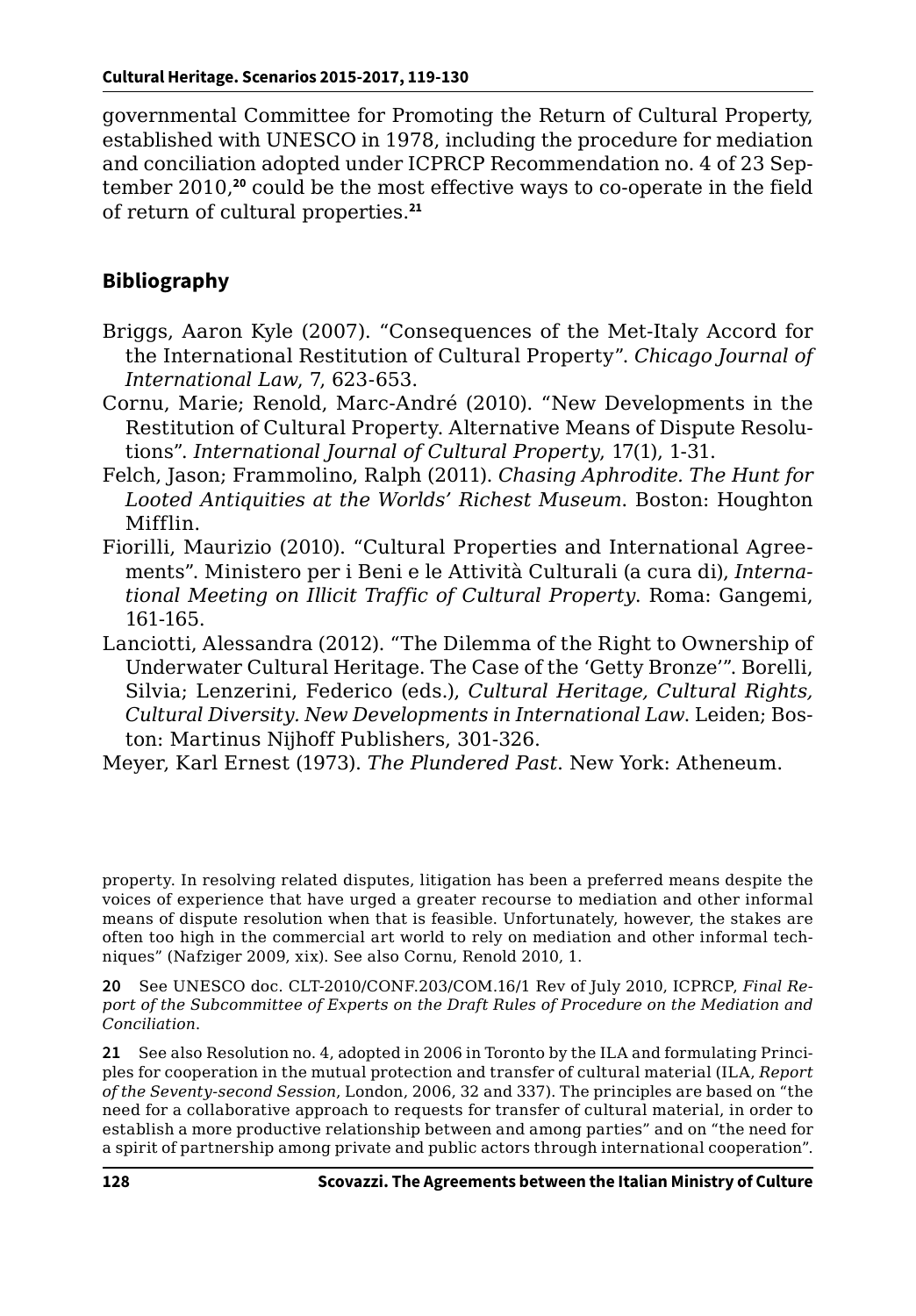governmental Committee for Promoting the Return of Cultural Property, established with UNESCO in 1978, including the procedure for mediation and conciliation adopted under ICPRCP Recommendation no. 4 of 23 September 2010,[20] could be the most effective ways to co-operate in the field of return of cultural properties.[21]

## Bibliography

Briggs, Aaron Kyle (2007). "Consequences of the Met-Italy Accord for the International Restitution of Cultural Property". *Chicago Journal of International Law*, 7, 623-653.

Cornu, Marie; Renold, Marc-André (2010). "New Developments in the Restitution of Cultural Property. Alternative Means of Dispute Resolutions". *International Journal of Cultural Property*, 17(1), 1-31.

Felch, Jason; Frammolino, Ralph (2011). *Chasing Aphrodite. The Hunt for Looted Antiquities at the Worlds' Richest Museum*. Boston: Houghton Mifflin.

Fiorilli, Maurizio (2010). "Cultural Properties and International Agreements". Ministero per i Beni e le Attività Culturali (a cura di), *International Meeting on Illicit Traffic of Cultural Property*. Roma: Gangemi, 161-165.

Lanciotti, Alessandra (2012). "The Dilemma of the Right to Ownership of Underwater Cultural Heritage. The Case of the 'Getty Bronze'". Borelli, Silvia; Lenzerini, Federico (eds.), *Cultural Heritage, Cultural Rights, Cultural Diversity. New Developments in International Law*. Leiden; Boston: Martinus Nijhoff Publishers, 301-326.

Meyer, Karl Ernest (1973). *The Plundered Past*. New York: Atheneum.

---

property. In resolving related disputes, litigation has been a preferred means despite the voices of experience that have urged a greater recourse to mediation and other informal means of dispute resolution when that is feasible. Unfortunately, however, the stakes are often too high in the commercial art world to rely on mediation and other informal techniques" (Nafziger 2009, xix). See also Cornu, Renold 2010, 1.

20 See UNESCO doc. CLT-2010/CONF.203/COM.16/1 Rev of July 2010, ICPRCP, *Final Report of the Subcommittee of Experts on the Draft Rules of Procedure on the Mediation and Conciliation*.

21 See also Resolution no. 4, adopted in 2006 in Toronto by the ILA and formulating Principles for cooperation in the mutual protection and transfer of cultural material (ILA, *Report of the Seventy-second Session*, London, 2006, 32 and 337). The principles are based on "the need for a collaborative approach to requests for transfer of cultural material, in order to establish a more productive relationship between and among parties" and on "the need for a spirit of partnership among private and public actors through international cooperation".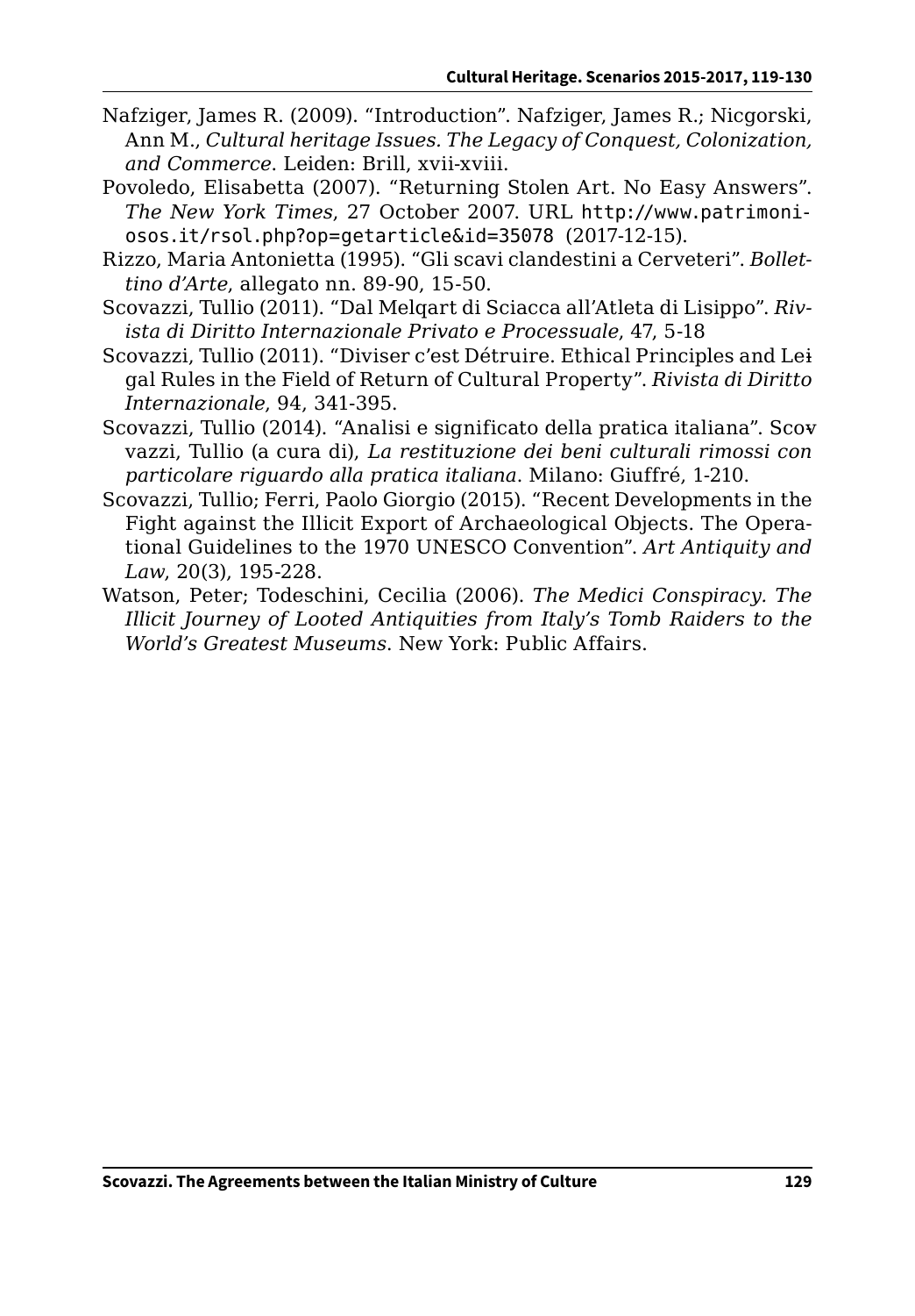Nafziger, James R. (2009). "Introduction". Nafziger, James R.; Nicgorski, Ann M., *Cultural heritage Issues. The Legacy of Conquest, Colonization, and Commerce*. Leiden: Brill, xvii-xviii.

Povoledo, Elisabetta (2007). "Returning Stolen Art. No Easy Answers". *The New York Times*, 27 October 2007. URL http://www.patrimoniosos.it/rsol.php?op=getarticle&id=35078 (2017-12-15).

Rizzo, Maria Antonietta (1995). "Gli scavi clandestini a Cerveteri". *Bollettino d'Arte*, allegato nn. 89-90, 15-50.

Scovazzi, Tullio (2011). "Dal Melqart di Sciacca all'Atleta di Lisippo". *Rivista di Diritto Internazionale Privato e Processuale*, 47, 5-18

Scovazzi, Tullio (2011). "Diviser c'est Détruire. Ethical Principles and Legal Rules in the Field of Return of Cultural Property". *Rivista di Diritto Internazionale*, 94, 341-395.

Scovazzi, Tullio (2014). "Analisi e significato della pratica italiana". Scovazzi, Tullio (a cura di), *La restituzione dei beni culturali rimossi con particolare riguardo alla pratica italiana*. Milano: Giuffré, 1-210.

Scovazzi, Tullio; Ferri, Paolo Giorgio (2015). "Recent Developments in the Fight against the Illicit Export of Archaeological Objects. The Operational Guidelines to the 1970 UNESCO Convention". *Art Antiquity and Law*, 20(3), 195-228.

Watson, Peter; Todeschini, Cecilia (2006). *The Medici Conspiracy. The Illicit Journey of Looted Antiquities from Italy's Tomb Raiders to the World's Greatest Museums*. New York: Public Affairs.